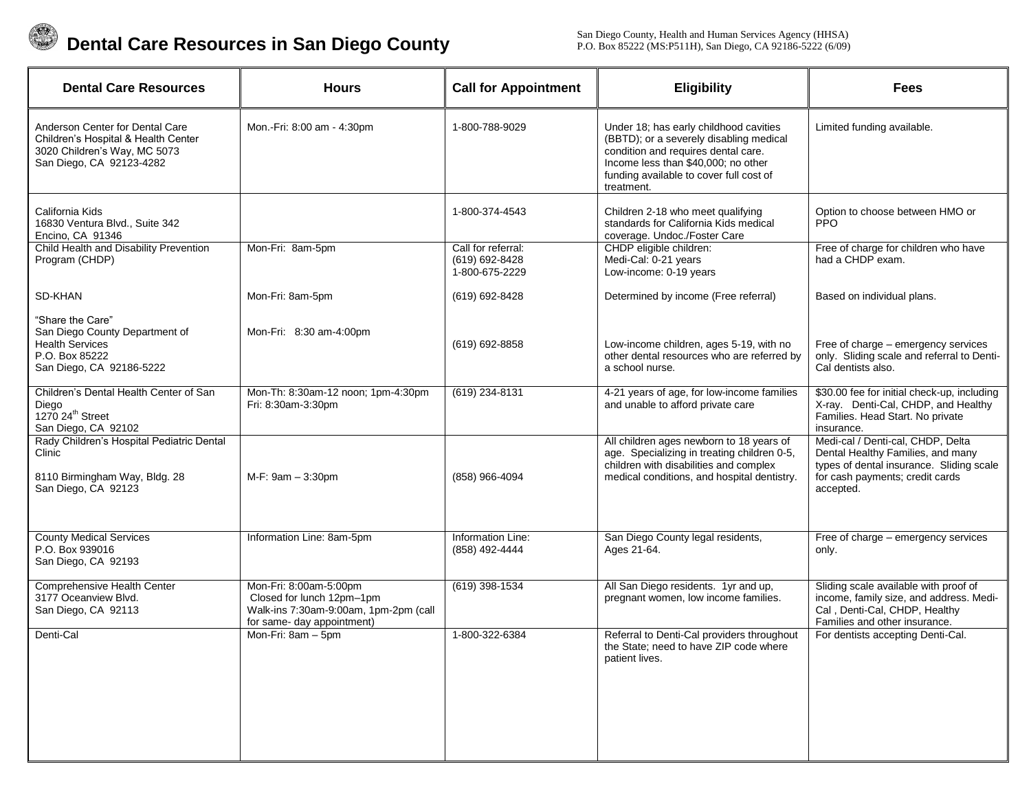# Dental Care Resources in San Diego County

San Diego County, Health and Human Services Agency (HHSA)
P.O. Box 85222 (MS:P511H), San Diego, CA 92186-5222 (6/09)

| Dental Care Resources | Hours | Call for Appointment | Eligibility | Fees |
|---|---|---|---|---|
| Anderson Center for Dental Care<br>Children's Hospital & Health Center<br>3020 Children's Way, MC 5073<br>San Diego, CA 92123-4282 | Mon.-Fri: 8:00 am - 4:30pm | 1-800-788-9029 | Under 18; has early childhood cavities (BBTD); or a severely disabling medical condition and requires dental care. Income less than $40,000; no other funding available to cover full cost of treatment. | Limited funding available. |
| California Kids<br>16830 Ventura Blvd., Suite 342<br>Encino, CA 91346 | | 1-800-374-4543 | Children 2-18 who meet qualifying standards for California Kids medical coverage. Undoc./Foster Care | Option to choose between HMO or PPO |
| Child Health and Disability Prevention Program (CHDP) | Mon-Fri: 8am-5pm | Call for referral:<br>(619) 692-8428<br>1-800-675-2229 | CHDP eligible children:<br>Medi-Cal: 0-21 years<br>Low-income: 0-19 years | Free of charge for children who have had a CHDP exam. |
| SD-KHAN | Mon-Fri: 8am-5pm | (619) 692-8428 | Determined by income (Free referral) | Based on individual plans. |
| "Share the Care"<br>San Diego County Department of Health Services<br>P.O. Box 85222<br>San Diego, CA 92186-5222 | Mon-Fri: 8:30 am-4:00pm | (619) 692-8858 | Low-income children, ages 5-19, with no other dental resources who are referred by a school nurse. | Free of charge – emergency services only. Sliding scale and referral to Denti-Cal dentists also. |
| Children's Dental Health Center of San Diego<br>1270 24th Street<br>San Diego, CA 92102 | Mon-Th: 8:30am-12 noon; 1pm-4:30pm<br>Fri: 8:30am-3:30pm | (619) 234-8131 | 4-21 years of age, for low-income families and unable to afford private care | $30.00 fee for initial check-up, including X-ray. Denti-Cal, CHDP, and Healthy Families. Head Start. No private insurance. |
| Rady Children's Hospital Pediatric Dental Clinic<br><br>8110 Birmingham Way, Bldg. 28<br>San Diego, CA 92123 | M-F: 9am – 3:30pm | (858) 966-4094 | All children ages newborn to 18 years of age. Specializing in treating children 0-5, children with disabilities and complex medical conditions, and hospital dentistry. | Medi-cal / Denti-cal, CHDP, Delta Dental Healthy Families, and many types of dental insurance. Sliding scale for cash payments; credit cards accepted. |
| County Medical Services<br>P.O. Box 939016<br>San Diego, CA 92193 | Information Line: 8am-5pm | Information Line:<br>(858) 492-4444 | San Diego County legal residents,<br>Ages 21-64. | Free of charge – emergency services only. |
| Comprehensive Health Center<br>3177 Oceanview Blvd.<br>San Diego, CA 92113 | Mon-Fri: 8:00am-5:00pm<br>Closed for lunch 12pm–1pm<br>Walk-ins 7:30am-9:00am, 1pm-2pm (call for same- day appointment) | (619) 398-1534 | All San Diego residents. 1yr and up, pregnant women, low income families. | Sliding scale available with proof of income, family size, and address. Medi-Cal , Denti-Cal, CHDP, Healthy Families and other insurance. |
| Denti-Cal | Mon-Fri: 8am – 5pm | 1-800-322-6384 | Referral to Denti-Cal providers throughout the State; need to have ZIP code where patient lives. | For dentists accepting Denti-Cal. |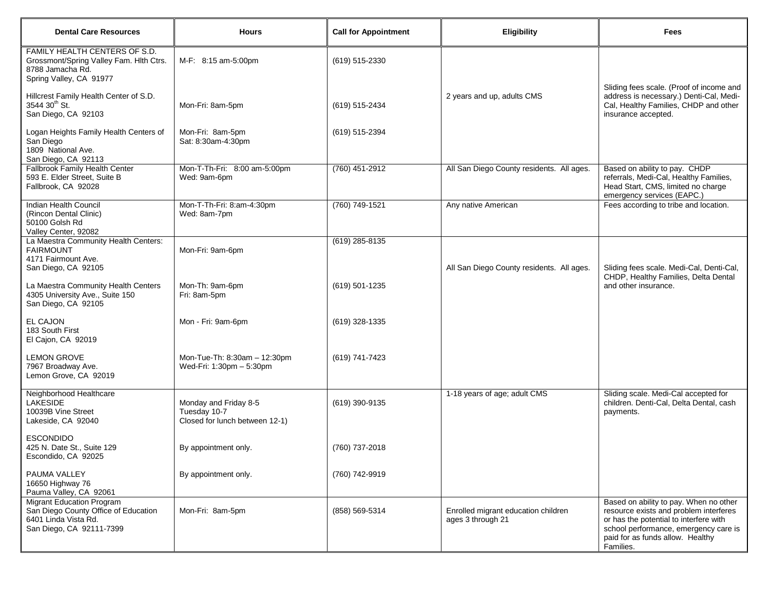| Dental Care Resources | Hours | Call for Appointment | Eligibility | Fees |
| --- | --- | --- | --- | --- |
| FAMILY HEALTH CENTERS OF S.D.<br>Grossmont/Spring Valley Fam. Hlth Ctrs.<br>8788 Jamacha Rd.<br>Spring Valley, CA 91977<br><br>Hillcrest Family Health Center of S.D.<br>3544 30th St.<br>San Diego, CA 92103<br><br>Logan Heights Family Health Centers of San Diego<br>1809 National Ave.<br>San Diego, CA 92113 | M-F: 8:15 am-5:00pm<br><br><br><br><br>Mon-Fri: 8am-5pm<br><br><br>Mon-Fri: 8am-5pm<br>Sat: 8:30am-4:30pm | (619) 515-2330<br><br><br><br><br>(619) 515-2434<br><br><br>(619) 515-2394 | 2 years and up, adults CMS | Sliding fees scale. (Proof of income and address is necessary.) Denti-Cal, Medi-Cal, Healthy Families, CHDP and other insurance accepted. |
| Fallbrook Family Health Center<br>593 E. Elder Street, Suite B<br>Fallbrook, CA 92028 | Mon-T-Th-Fri: 8:00 am-5:00pm<br>Wed: 9am-6pm | (760) 451-2912 | All San Diego County residents. All ages. | Based on ability to pay. CHDP referrals, Medi-Cal, Healthy Families, Head Start, CMS, limited no charge emergency services (EAPC.) |
| Indian Health Council<br>(Rincon Dental Clinic)<br>50100 Golsh Rd<br>Valley Center, 92082 | Mon-T-Th-Fri: 8:am-4:30pm<br>Wed: 8am-7pm | (760) 749-1521 | Any native American | Fees according to tribe and location. |
| La Maestra Community Health Centers:<br>FAIRMOUNT<br>4171 Fairmount Ave.<br>San Diego, CA 92105<br><br>La Maestra Community Health Centers<br>4305 University Ave., Suite 150<br>San Diego, CA 92105<br><br>EL CAJON<br>183 South First<br>El Cajon, CA 92019<br><br>LEMON GROVE<br>7967 Broadway Ave.<br>Lemon Grove, CA 92019 | Mon-Fri: 9am-6pm<br><br><br><br>Mon-Th: 9am-6pm<br>Fri: 8am-5pm<br><br><br>Mon - Fri: 9am-6pm<br><br><br><br>Mon-Tue-Th: 8:30am – 12:30pm<br>Wed-Fri: 1:30pm – 5:30pm | (619) 285-8135<br><br><br><br>(619) 501-1235<br><br><br><br>(619) 328-1335<br><br><br><br>(619) 741-7423 | All San Diego County residents. All ages. | Sliding fees scale. Medi-Cal, Denti-Cal, CHDP, Healthy Families, Delta Dental and other insurance. |
| Neighborhood Healthcare<br>LAKESIDE<br>10039B Vine Street<br>Lakeside, CA 92040<br><br>ESCONDIDO<br>425 N. Date St., Suite 129<br>Escondido, CA 92025<br><br>PAUMA VALLEY<br>16650 Highway 76<br>Pauma Valley, CA 92061 | Monday and Friday 8-5<br>Tuesday 10-7<br>Closed for lunch between 12-1)<br><br><br>By appointment only.<br><br><br>By appointment only. | (619) 390-9135<br><br><br><br><br>(760) 737-2018<br><br><br>(760) 742-9919 | 1-18 years of age; adult CMS | Sliding scale. Medi-Cal accepted for children. Denti-Cal, Delta Dental, cash payments. |
| Migrant Education Program<br>San Diego County Office of Education<br>6401 Linda Vista Rd.<br>San Diego, CA 92111-7399 | Mon-Fri: 8am-5pm | (858) 569-5314 | Enrolled migrant education children ages 3 through 21 | Based on ability to pay. When no other resource exists and problem interferes or has the potential to interfere with school performance, emergency care is paid for as funds allow. Healthy Families. |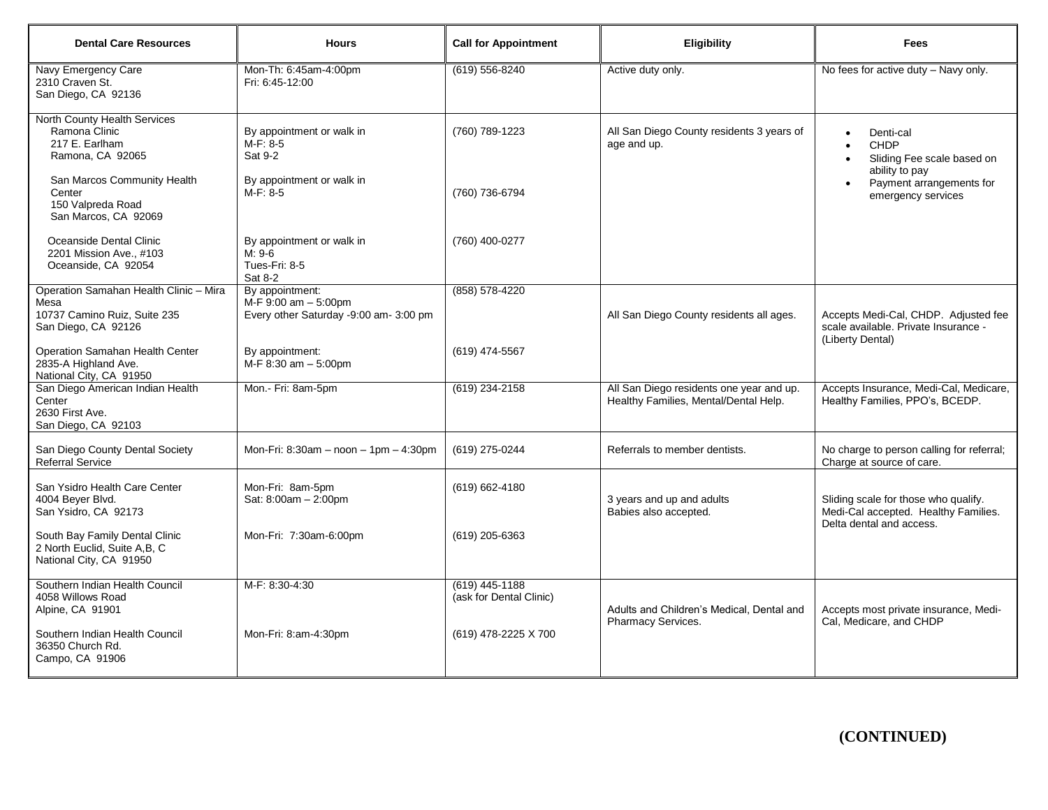| Dental Care Resources | Hours | Call for Appointment | Eligibility | Fees |
|---|---|---|---|---|
| Navy Emergency Care<br>2310 Craven St.<br>San Diego, CA 92136 | Mon-Th: 6:45am-4:00pm<br>Fri: 6:45-12:00 | (619) 556-8240 | Active duty only. | No fees for active duty – Navy only. |
| North County Health Services<br>Ramona Clinic<br>217 E. Earlham<br>Ramona, CA 92065<br><br>San Marcos Community Health Center<br>150 Valpreda Road<br>San Marcos, CA 92069<br><br>Oceanside Dental Clinic<br>2201 Mission Ave., #103<br>Oceanside, CA 92054 | By appointment or walk in<br>M-F: 8-5<br>Sat 9-2<br><br>By appointment or walk in<br>M-F: 8-5<br><br>By appointment or walk in<br>M: 9-6<br>Tues-Fri: 8-5<br>Sat 8-2 | (760) 789-1223<br><br>(760) 736-6794<br><br>(760) 400-0277 | All San Diego County residents 3 years of age and up. | • Denti-cal<br>• CHDP<br>• Sliding Fee scale based on ability to pay<br>• Payment arrangements for emergency services |
| Operation Samahan Health Clinic – Mira Mesa<br>10737 Camino Ruiz, Suite 235<br>San Diego, CA 92126<br><br>Operation Samahan Health Center<br>2835-A Highland Ave.<br>National City, CA 91950 | By appointment:<br>M-F 9:00 am – 5:00pm<br>Every other Saturday -9:00 am- 3:00 pm<br><br>By appointment:<br>M-F 8:30 am – 5:00pm | (858) 578-4220<br><br>(619) 474-5567 | All San Diego County residents all ages. | Accepts Medi-Cal, CHDP. Adjusted fee scale available. Private Insurance - (Liberty Dental) |
| San Diego American Indian Health Center<br>2630 First Ave.<br>San Diego, CA 92103 | Mon.- Fri: 8am-5pm | (619) 234-2158 | All San Diego residents one year and up. Healthy Families, Mental/Dental Help. | Accepts Insurance, Medi-Cal, Medicare, Healthy Families, PPO's, BCEDP. |
| San Diego County Dental Society Referral Service | Mon-Fri: 8:30am – noon – 1pm – 4:30pm | (619) 275-0244 | Referrals to member dentists. | No charge to person calling for referral; Charge at source of care. |
| San Ysidro Health Care Center<br>4004 Beyer Blvd.<br>San Ysidro, CA 92173<br><br>South Bay Family Dental Clinic<br>2 North Euclid, Suite A,B, C<br>National City, CA 91950 | Mon-Fri: 8am-5pm<br>Sat: 8:00am – 2:00pm<br><br>Mon-Fri: 7:30am-6:00pm | (619) 662-4180<br><br>(619) 205-6363 | 3 years and up and adults<br>Babies also accepted. | Sliding scale for those who qualify. Medi-Cal accepted. Healthy Families. Delta dental and access. |
| Southern Indian Health Council<br>4058 Willows Road<br>Alpine, CA 91901<br><br>Southern Indian Health Council<br>36350 Church Rd.<br>Campo, CA 91906 | M-F: 8:30-4:30<br><br>Mon-Fri: 8:am-4:30pm | (619) 445-1188<br>(ask for Dental Clinic)<br><br>(619) 478-2225 X 700 | Adults and Children's Medical, Dental and Pharmacy Services. | Accepts most private insurance, Medi-Cal, Medicare, and CHDP |

**(CONTINUED)**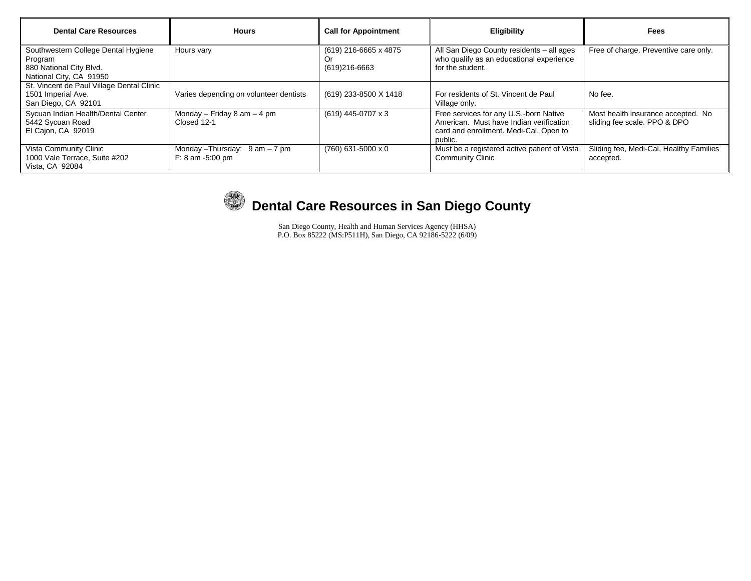| Dental Care Resources | Hours | Call for Appointment | Eligibility | Fees |
|---|---|---|---|---|
| Southwestern College Dental Hygiene Program<br>880 National City Blvd.<br>National City, CA 91950 | Hours vary | (619) 216-6665 x 4875<br>Or<br>(619)216-6663 | All San Diego County residents – all ages who qualify as an educational experience for the student. | Free of charge. Preventive care only. |
| St. Vincent de Paul Village Dental Clinic<br>1501 Imperial Ave.<br>San Diego, CA 92101 | Varies depending on volunteer dentists | (619) 233-8500 X 1418 | For residents of St. Vincent de Paul Village only. | No fee. |
| Sycuan Indian Health/Dental Center<br>5442 Sycuan Road<br>El Cajon, CA 92019 | Monday – Friday 8 am – 4 pm<br>Closed 12-1 | (619) 445-0707 x 3 | Free services for any U.S.-born Native American. Must have Indian verification card and enrollment. Medi-Cal. Open to public. | Most health insurance accepted. No sliding fee scale. PPO & DPO |
| Vista Community Clinic<br>1000 Vale Terrace, Suite #202<br>Vista, CA 92084 | Monday –Thursday: 9 am – 7 pm<br>F: 8 am -5:00 pm | (760) 631-5000 x 0 | Must be a registered active patient of Vista Community Clinic | Sliding fee, Medi-Cal, Healthy Families accepted. |

# Dental Care Resources in San Diego County

San Diego County, Health and Human Services Agency (HHSA)
P.O. Box 85222 (MS:P511H), San Diego, CA 92186-5222 (6/09)